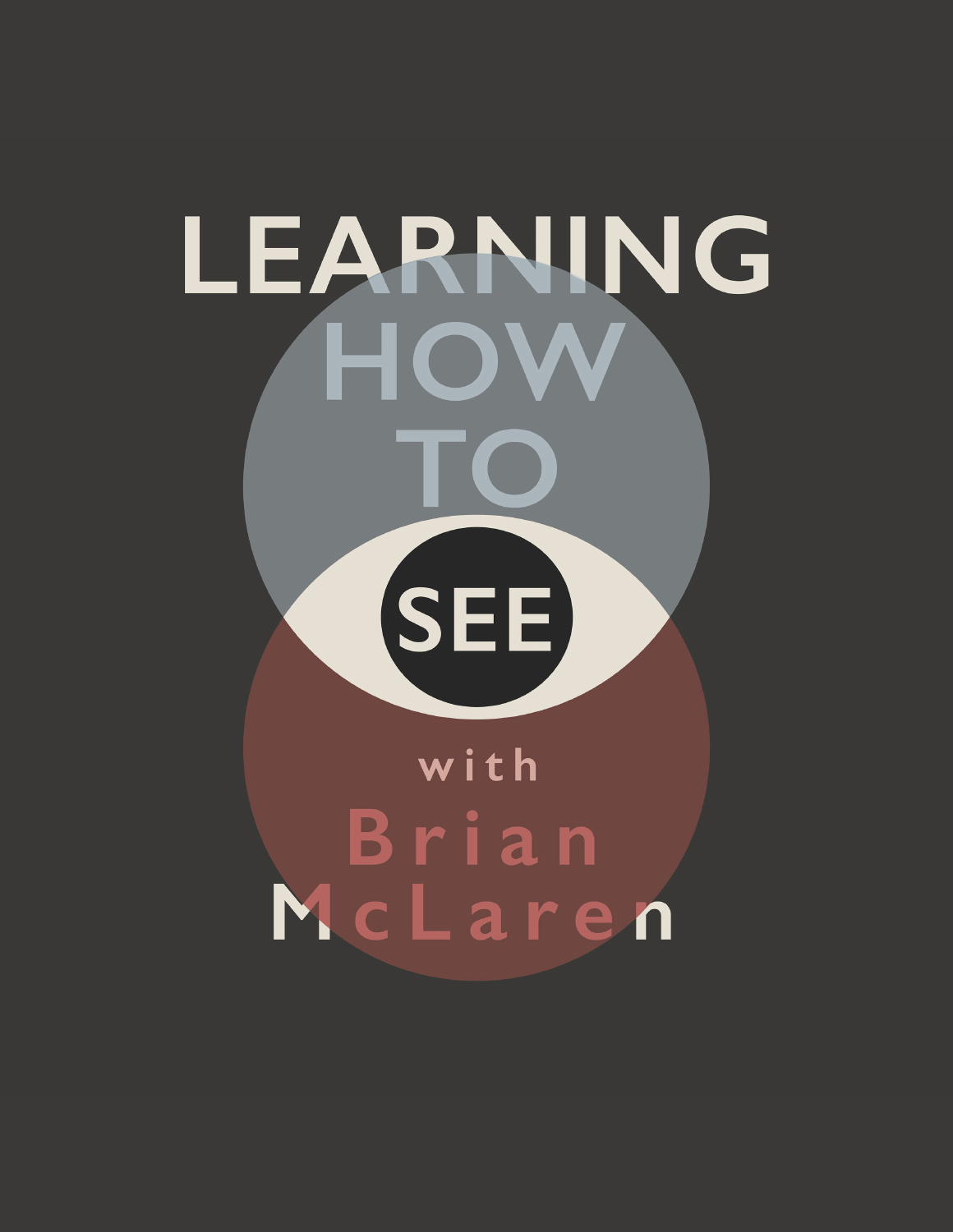# LEARNING HOW TO SEE

with Brian McLaren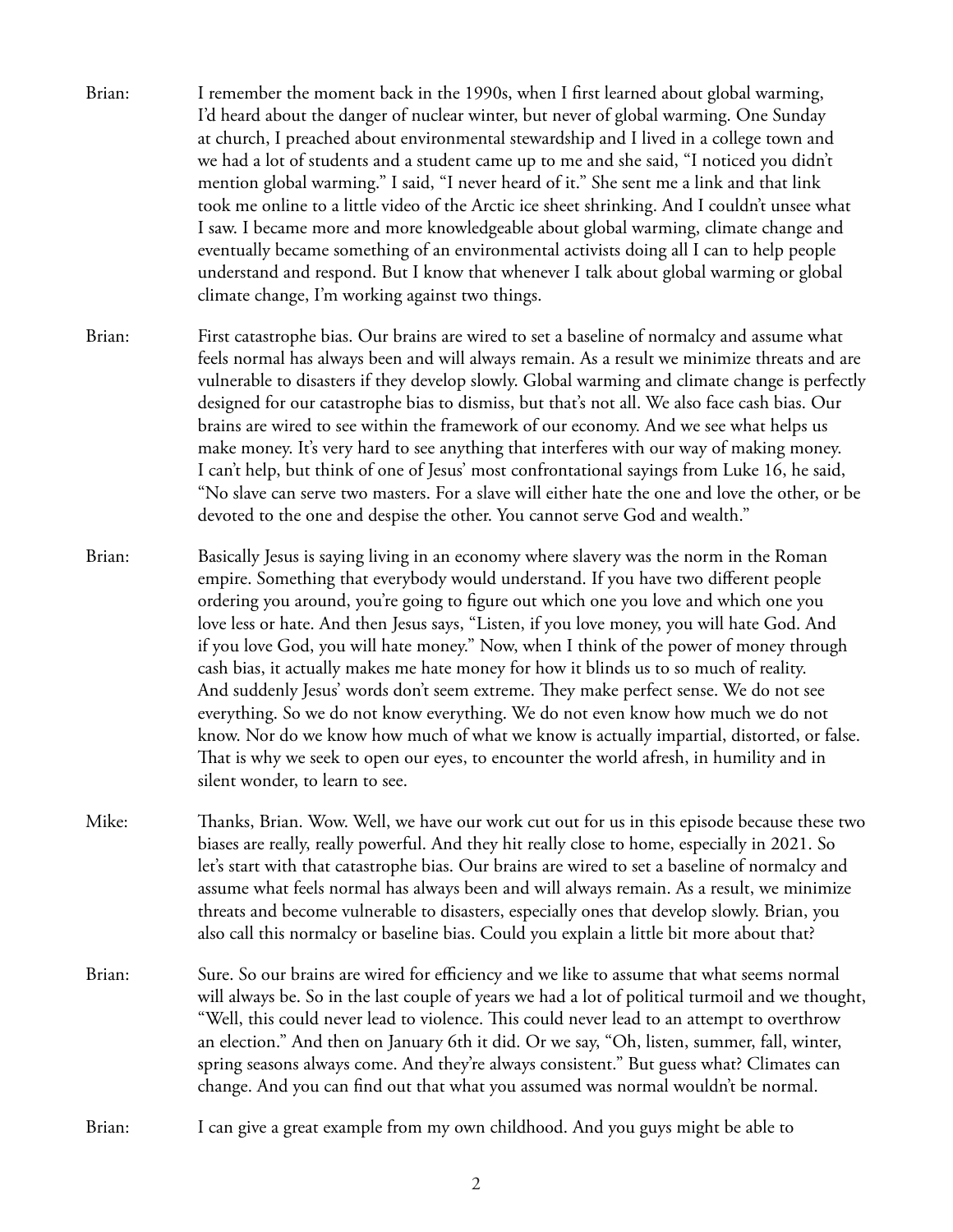Brian: I remember the moment back in the 1990s, when I first learned about global warming, I'd heard about the danger of nuclear winter, but never of global warming. One Sunday at church, I preached about environmental stewardship and I lived in a college town and we had a lot of students and a student came up to me and she said, "I noticed you didn't mention global warming." I said, "I never heard of it." She sent me a link and that link took me online to a little video of the Arctic ice sheet shrinking. And I couldn't unsee what I saw. I became more and more knowledgeable about global warming, climate change and eventually became something of an environmental activists doing all I can to help people understand and respond. But I know that whenever I talk about global warming or global climate change, I'm working against two things.

Brian: First catastrophe bias. Our brains are wired to set a baseline of normalcy and assume what feels normal has always been and will always remain. As a result we minimize threats and are vulnerable to disasters if they develop slowly. Global warming and climate change is perfectly designed for our catastrophe bias to dismiss, but that's not all. We also face cash bias. Our brains are wired to see within the framework of our economy. And we see what helps us make money. It's very hard to see anything that interferes with our way of making money. I can't help, but think of one of Jesus' most confrontational sayings from Luke 16, he said, "No slave can serve two masters. For a slave will either hate the one and love the other, or be devoted to the one and despise the other. You cannot serve God and wealth."

Brian: Basically Jesus is saying living in an economy where slavery was the norm in the Roman empire. Something that everybody would understand. If you have two different people ordering you around, you're going to figure out which one you love and which one you love less or hate. And then Jesus says, "Listen, if you love money, you will hate God. And if you love God, you will hate money." Now, when I think of the power of money through cash bias, it actually makes me hate money for how it blinds us to so much of reality. And suddenly Jesus' words don't seem extreme. They make perfect sense. We do not see everything. So we do not know everything. We do not even know how much we do not know. Nor do we know how much of what we know is actually impartial, distorted, or false. That is why we seek to open our eyes, to encounter the world afresh, in humility and in silent wonder, to learn to see.

Mike: Thanks, Brian. Wow. Well, we have our work cut out for us in this episode because these two biases are really, really powerful. And they hit really close to home, especially in 2021. So let's start with that catastrophe bias. Our brains are wired to set a baseline of normalcy and assume what feels normal has always been and will always remain. As a result, we minimize threats and become vulnerable to disasters, especially ones that develop slowly. Brian, you also call this normalcy or baseline bias. Could you explain a little bit more about that?

Brian: Sure. So our brains are wired for efficiency and we like to assume that what seems normal will always be. So in the last couple of years we had a lot of political turmoil and we thought, "Well, this could never lead to violence. This could never lead to an attempt to overthrow an election." And then on January 6th it did. Or we say, "Oh, listen, summer, fall, winter, spring seasons always come. And they're always consistent." But guess what? Climates can change. And you can find out that what you assumed was normal wouldn't be normal.

Brian: I can give a great example from my own childhood. And you guys might be able to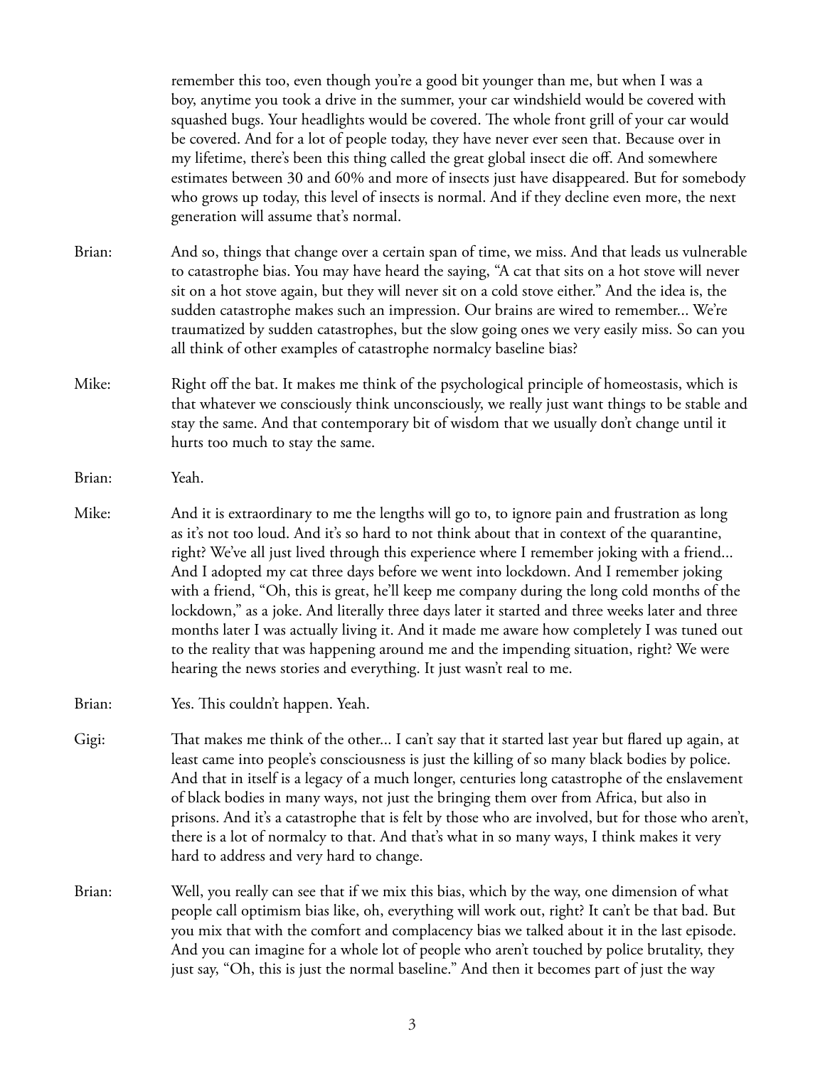remember this too, even though you're a good bit younger than me, but when I was a boy, anytime you took a drive in the summer, your car windshield would be covered with squashed bugs. Your headlights would be covered. The whole front grill of your car would be covered. And for a lot of people today, they have never ever seen that. Because over in my lifetime, there's been this thing called the great global insect die off. And somewhere estimates between 30 and 60% and more of insects just have disappeared. But for somebody who grows up today, this level of insects is normal. And if they decline even more, the next generation will assume that's normal.

Brian: And so, things that change over a certain span of time, we miss. And that leads us vulnerable to catastrophe bias. You may have heard the saying, "A cat that sits on a hot stove will never sit on a hot stove again, but they will never sit on a cold stove either." And the idea is, the sudden catastrophe makes such an impression. Our brains are wired to remember... We're traumatized by sudden catastrophes, but the slow going ones we very easily miss. So can you all think of other examples of catastrophe normalcy baseline bias?

Mike: Right off the bat. It makes me think of the psychological principle of homeostasis, which is that whatever we consciously think unconsciously, we really just want things to be stable and stay the same. And that contemporary bit of wisdom that we usually don't change until it hurts too much to stay the same.

Brian: Yeah.

Mike: And it is extraordinary to me the lengths will go to, to ignore pain and frustration as long as it's not too loud. And it's so hard to not think about that in context of the quarantine, right? We've all just lived through this experience where I remember joking with a friend... And I adopted my cat three days before we went into lockdown. And I remember joking with a friend, "Oh, this is great, he'll keep me company during the long cold months of the lockdown," as a joke. And literally three days later it started and three weeks later and three months later I was actually living it. And it made me aware how completely I was tuned out to the reality that was happening around me and the impending situation, right? We were hearing the news stories and everything. It just wasn't real to me.

Brian: Yes. This couldn't happen. Yeah.

Gigi: That makes me think of the other... I can't say that it started last year but flared up again, at least came into people's consciousness is just the killing of so many black bodies by police. And that in itself is a legacy of a much longer, centuries long catastrophe of the enslavement of black bodies in many ways, not just the bringing them over from Africa, but also in prisons. And it's a catastrophe that is felt by those who are involved, but for those who aren't, there is a lot of normalcy to that. And that's what in so many ways, I think makes it very hard to address and very hard to change.

Brian: Well, you really can see that if we mix this bias, which by the way, one dimension of what people call optimism bias like, oh, everything will work out, right? It can't be that bad. But you mix that with the comfort and complacency bias we talked about it in the last episode. And you can imagine for a whole lot of people who aren't touched by police brutality, they just say, "Oh, this is just the normal baseline." And then it becomes part of just the way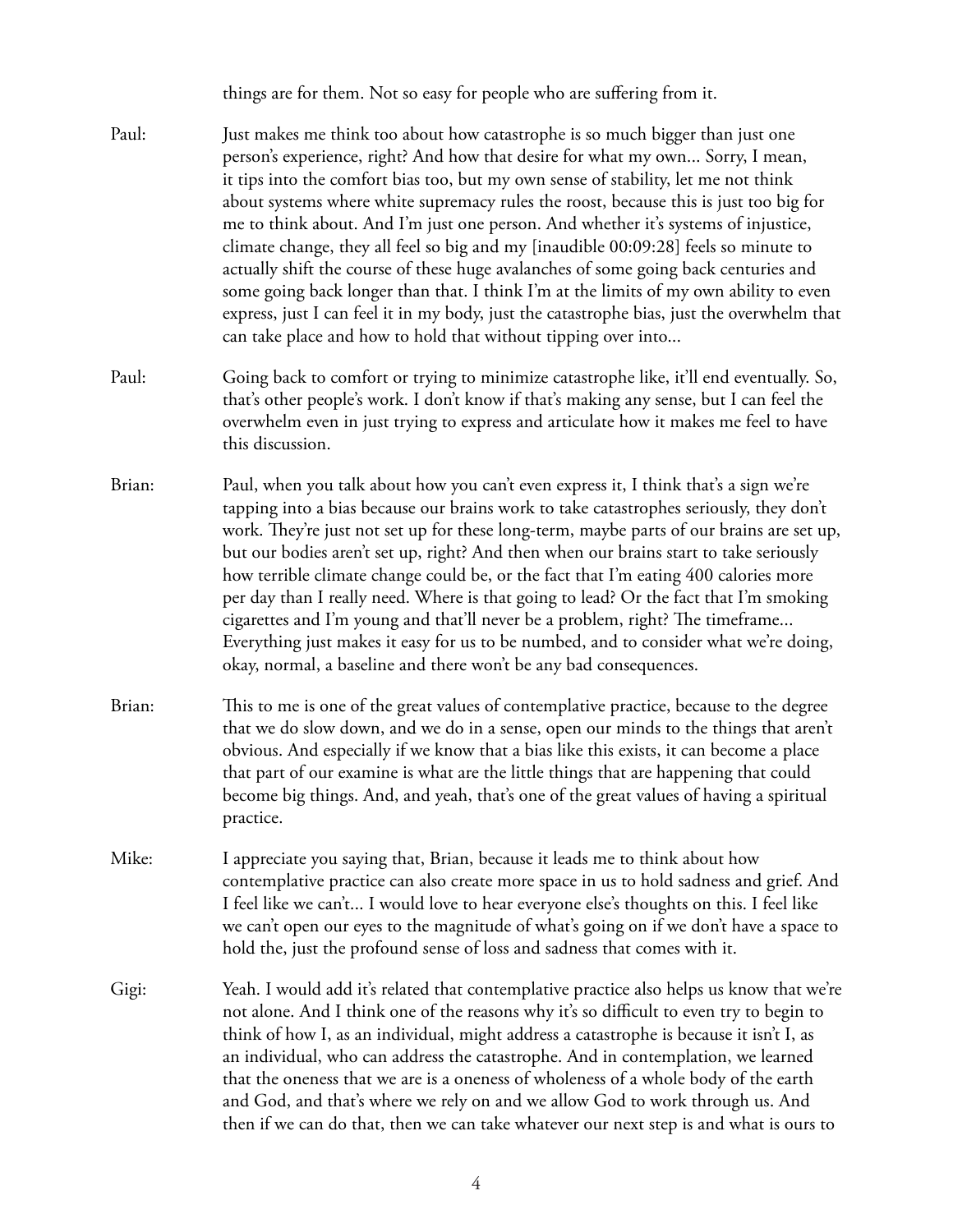things are for them. Not so easy for people who are suffering from it.

Paul: Just makes me think too about how catastrophe is so much bigger than just one person's experience, right? And how that desire for what my own... Sorry, I mean, it tips into the comfort bias too, but my own sense of stability, let me not think about systems where white supremacy rules the roost, because this is just too big for me to think about. And I'm just one person. And whether it's systems of injustice, climate change, they all feel so big and my [inaudible 00:09:28] feels so minute to actually shift the course of these huge avalanches of some going back centuries and some going back longer than that. I think I'm at the limits of my own ability to even express, just I can feel it in my body, just the catastrophe bias, just the overwhelm that can take place and how to hold that without tipping over into...

Paul: Going back to comfort or trying to minimize catastrophe like, it'll end eventually. So, that's other people's work. I don't know if that's making any sense, but I can feel the overwhelm even in just trying to express and articulate how it makes me feel to have this discussion.

Brian: Paul, when you talk about how you can't even express it, I think that's a sign we're tapping into a bias because our brains work to take catastrophes seriously, they don't work. They're just not set up for these long-term, maybe parts of our brains are set up, but our bodies aren't set up, right? And then when our brains start to take seriously how terrible climate change could be, or the fact that I'm eating 400 calories more per day than I really need. Where is that going to lead? Or the fact that I'm smoking cigarettes and I'm young and that'll never be a problem, right? The timeframe... Everything just makes it easy for us to be numbed, and to consider what we're doing, okay, normal, a baseline and there won't be any bad consequences.

Brian: This to me is one of the great values of contemplative practice, because to the degree that we do slow down, and we do in a sense, open our minds to the things that aren't obvious. And especially if we know that a bias like this exists, it can become a place that part of our examine is what are the little things that are happening that could become big things. And, and yeah, that's one of the great values of having a spiritual practice.

Mike: I appreciate you saying that, Brian, because it leads me to think about how contemplative practice can also create more space in us to hold sadness and grief. And I feel like we can't... I would love to hear everyone else's thoughts on this. I feel like we can't open our eyes to the magnitude of what's going on if we don't have a space to hold the, just the profound sense of loss and sadness that comes with it.

Gigi: Yeah. I would add it's related that contemplative practice also helps us know that we're not alone. And I think one of the reasons why it's so difficult to even try to begin to think of how I, as an individual, might address a catastrophe is because it isn't I, as an individual, who can address the catastrophe. And in contemplation, we learned that the oneness that we are is a oneness of wholeness of a whole body of the earth and God, and that's where we rely on and we allow God to work through us. And then if we can do that, then we can take whatever our next step is and what is ours to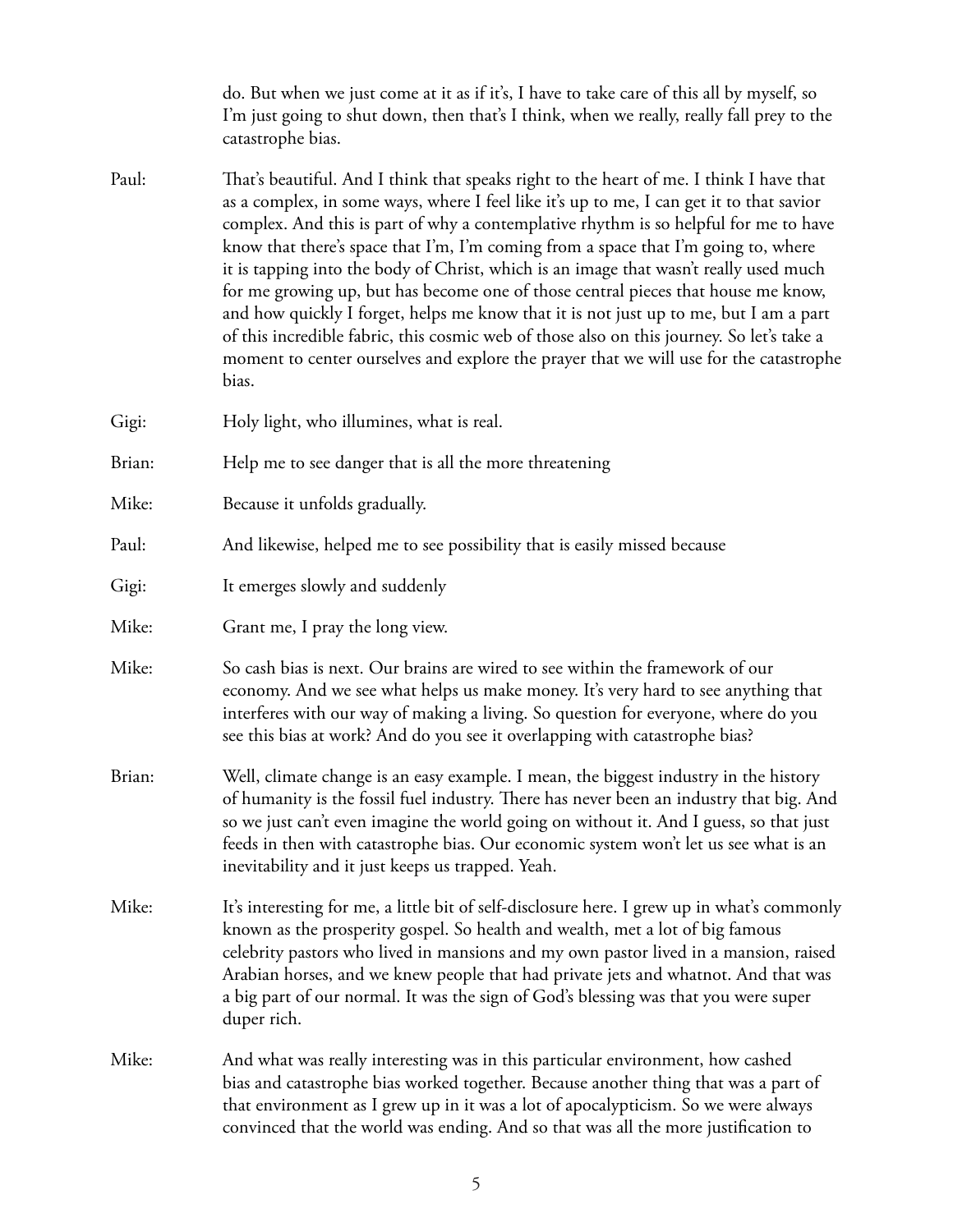do. But when we just come at it as if it's, I have to take care of this all by myself, so I'm just going to shut down, then that's I think, when we really, really fall prey to the catastrophe bias.

Paul: That's beautiful. And I think that speaks right to the heart of me. I think I have that as a complex, in some ways, where I feel like it's up to me, I can get it to that savior complex. And this is part of why a contemplative rhythm is so helpful for me to have know that there's space that I'm, I'm coming from a space that I'm going to, where it is tapping into the body of Christ, which is an image that wasn't really used much for me growing up, but has become one of those central pieces that house me know, and how quickly I forget, helps me know that it is not just up to me, but I am a part of this incredible fabric, this cosmic web of those also on this journey. So let's take a moment to center ourselves and explore the prayer that we will use for the catastrophe bias.

Gigi: Holy light, who illumines, what is real.

Brian: Help me to see danger that is all the more threatening

Mike: Because it unfolds gradually.

Paul: And likewise, helped me to see possibility that is easily missed because

Gigi: It emerges slowly and suddenly

Mike: Grant me, I pray the long view.

Mike: So cash bias is next. Our brains are wired to see within the framework of our economy. And we see what helps us make money. It's very hard to see anything that interferes with our way of making a living. So question for everyone, where do you see this bias at work? And do you see it overlapping with catastrophe bias?

Brian: Well, climate change is an easy example. I mean, the biggest industry in the history of humanity is the fossil fuel industry. There has never been an industry that big. And so we just can't even imagine the world going on without it. And I guess, so that just feeds in then with catastrophe bias. Our economic system won't let us see what is an inevitability and it just keeps us trapped. Yeah.

Mike: It's interesting for me, a little bit of self-disclosure here. I grew up in what's commonly known as the prosperity gospel. So health and wealth, met a lot of big famous celebrity pastors who lived in mansions and my own pastor lived in a mansion, raised Arabian horses, and we knew people that had private jets and whatnot. And that was a big part of our normal. It was the sign of God's blessing was that you were super duper rich.

Mike: And what was really interesting was in this particular environment, how cashed bias and catastrophe bias worked together. Because another thing that was a part of that environment as I grew up in it was a lot of apocalypticism. So we were always convinced that the world was ending. And so that was all the more justification to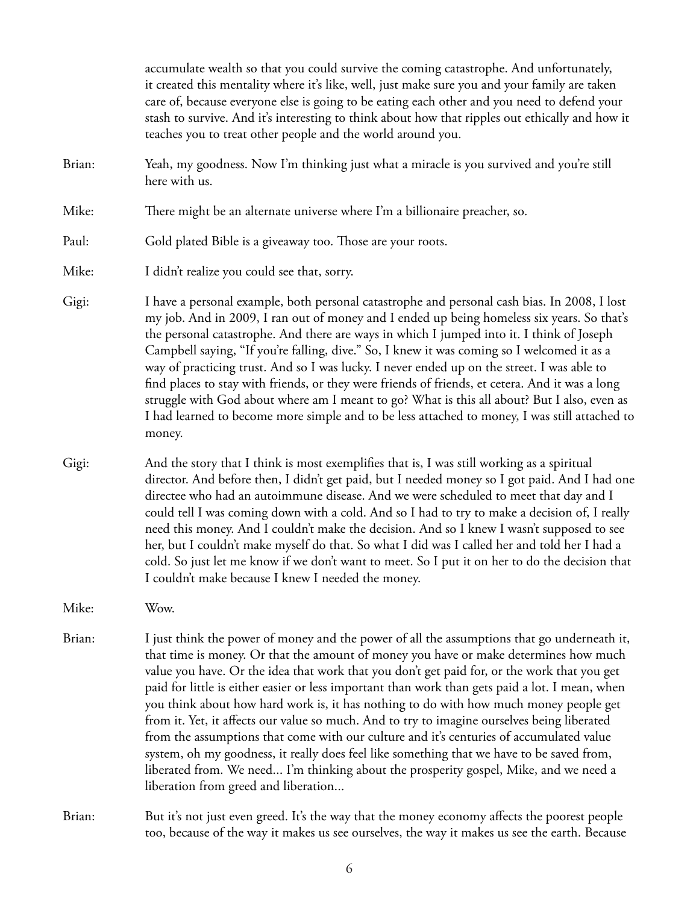accumulate wealth so that you could survive the coming catastrophe. And unfortunately, it created this mentality where it's like, well, just make sure you and your family are taken care of, because everyone else is going to be eating each other and you need to defend your stash to survive. And it's interesting to think about how that ripples out ethically and how it teaches you to treat other people and the world around you.

Brian: Yeah, my goodness. Now I'm thinking just what a miracle is you survived and you're still here with us.

Mike: There might be an alternate universe where I'm a billionaire preacher, so.

Paul: Gold plated Bible is a giveaway too. Those are your roots.

Mike: I didn't realize you could see that, sorry.

Gigi: I have a personal example, both personal catastrophe and personal cash bias. In 2008, I lost my job. And in 2009, I ran out of money and I ended up being homeless six years. So that's the personal catastrophe. And there are ways in which I jumped into it. I think of Joseph Campbell saying, "If you're falling, dive." So, I knew it was coming so I welcomed it as a way of practicing trust. And so I was lucky. I never ended up on the street. I was able to find places to stay with friends, or they were friends of friends, et cetera. And it was a long struggle with God about where am I meant to go? What is this all about? But I also, even as I had learned to become more simple and to be less attached to money, I was still attached to money.

Gigi: And the story that I think is most exemplifies that is, I was still working as a spiritual director. And before then, I didn't get paid, but I needed money so I got paid. And I had one directee who had an autoimmune disease. And we were scheduled to meet that day and I could tell I was coming down with a cold. And so I had to try to make a decision of, I really need this money. And I couldn't make the decision. And so I knew I wasn't supposed to see her, but I couldn't make myself do that. So what I did was I called her and told her I had a cold. So just let me know if we don't want to meet. So I put it on her to do the decision that I couldn't make because I knew I needed the money.

Mike: Wow.

Brian: I just think the power of money and the power of all the assumptions that go underneath it, that time is money. Or that the amount of money you have or make determines how much value you have. Or the idea that work that you don't get paid for, or the work that you get paid for little is either easier or less important than work than gets paid a lot. I mean, when you think about how hard work is, it has nothing to do with how much money people get from it. Yet, it affects our value so much. And to try to imagine ourselves being liberated from the assumptions that come with our culture and it's centuries of accumulated value system, oh my goodness, it really does feel like something that we have to be saved from, liberated from. We need... I'm thinking about the prosperity gospel, Mike, and we need a liberation from greed and liberation...

Brian: But it's not just even greed. It's the way that the money economy affects the poorest people too, because of the way it makes us see ourselves, the way it makes us see the earth. Because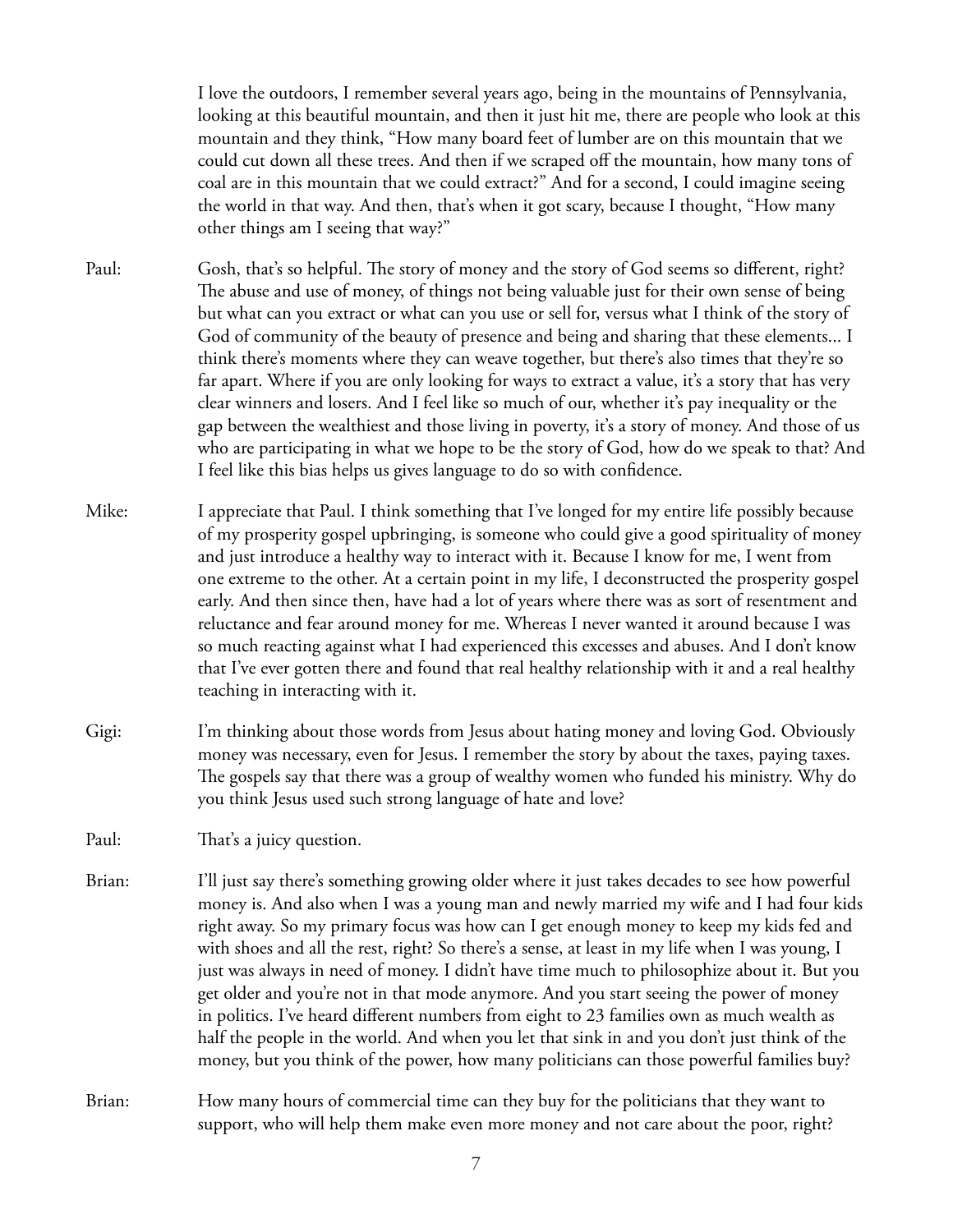I love the outdoors, I remember several years ago, being in the mountains of Pennsylvania, looking at this beautiful mountain, and then it just hit me, there are people who look at this mountain and they think, "How many board feet of lumber are on this mountain that we could cut down all these trees. And then if we scraped off the mountain, how many tons of coal are in this mountain that we could extract?" And for a second, I could imagine seeing the world in that way. And then, that's when it got scary, because I thought, "How many other things am I seeing that way?"

Paul: Gosh, that's so helpful. The story of money and the story of God seems so different, right? The abuse and use of money, of things not being valuable just for their own sense of being but what can you extract or what can you use or sell for, versus what I think of the story of God of community of the beauty of presence and being and sharing that these elements... I think there's moments where they can weave together, but there's also times that they're so far apart. Where if you are only looking for ways to extract a value, it's a story that has very clear winners and losers. And I feel like so much of our, whether it's pay inequality or the gap between the wealthiest and those living in poverty, it's a story of money. And those of us who are participating in what we hope to be the story of God, how do we speak to that? And I feel like this bias helps us gives language to do so with confidence.

Mike: I appreciate that Paul. I think something that I've longed for my entire life possibly because of my prosperity gospel upbringing, is someone who could give a good spirituality of money and just introduce a healthy way to interact with it. Because I know for me, I went from one extreme to the other. At a certain point in my life, I deconstructed the prosperity gospel early. And then since then, have had a lot of years where there was as sort of resentment and reluctance and fear around money for me. Whereas I never wanted it around because I was so much reacting against what I had experienced this excesses and abuses. And I don't know that I've ever gotten there and found that real healthy relationship with it and a real healthy teaching in interacting with it.

Gigi: I'm thinking about those words from Jesus about hating money and loving God. Obviously money was necessary, even for Jesus. I remember the story by about the taxes, paying taxes. The gospels say that there was a group of wealthy women who funded his ministry. Why do you think Jesus used such strong language of hate and love?

Paul: That's a juicy question.

Brian: I'll just say there's something growing older where it just takes decades to see how powerful money is. And also when I was a young man and newly married my wife and I had four kids right away. So my primary focus was how can I get enough money to keep my kids fed and with shoes and all the rest, right? So there's a sense, at least in my life when I was young, I just was always in need of money. I didn't have time much to philosophize about it. But you get older and you're not in that mode anymore. And you start seeing the power of money in politics. I've heard different numbers from eight to 23 families own as much wealth as half the people in the world. And when you let that sink in and you don't just think of the money, but you think of the power, how many politicians can those powerful families buy?

Brian: How many hours of commercial time can they buy for the politicians that they want to support, who will help them make even more money and not care about the poor, right?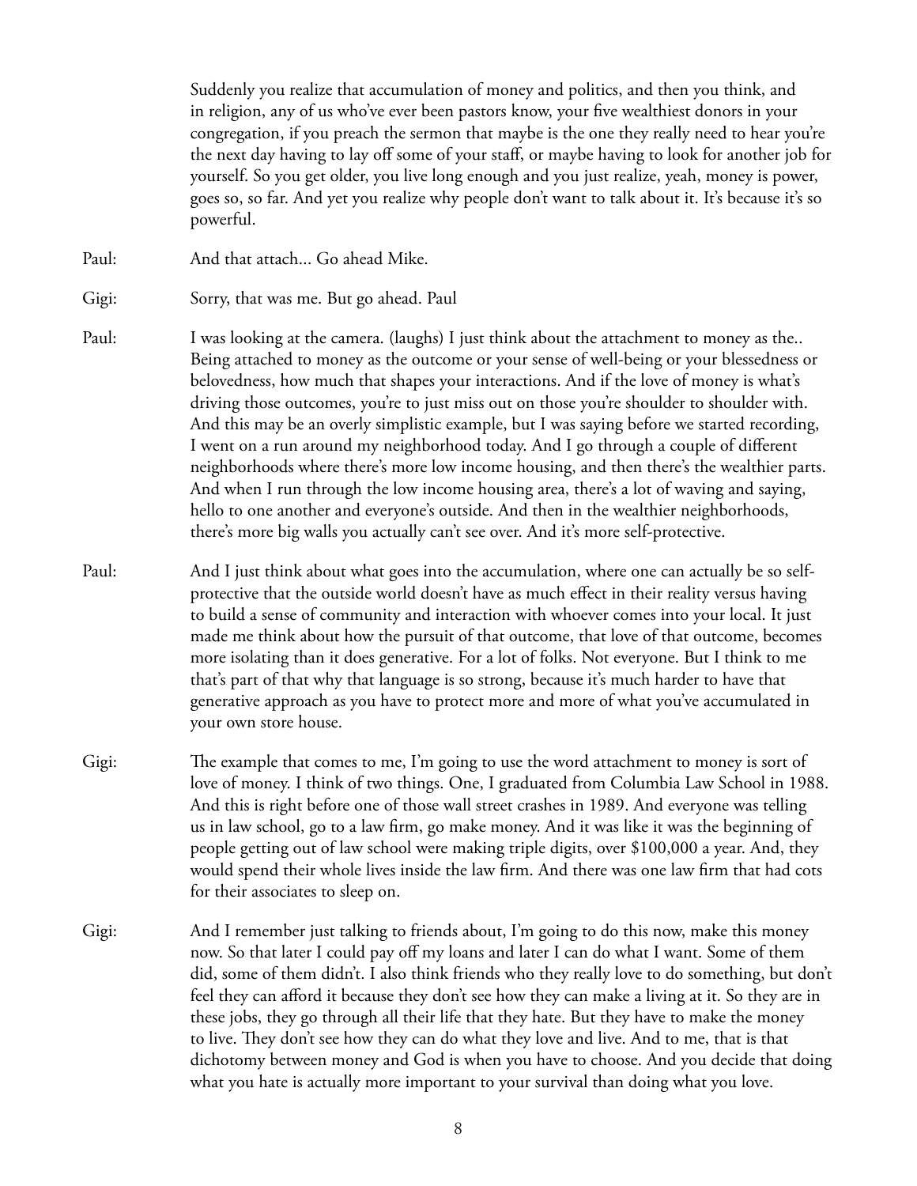Suddenly you realize that accumulation of money and politics, and then you think, and in religion, any of us who've ever been pastors know, your five wealthiest donors in your congregation, if you preach the sermon that maybe is the one they really need to hear you're the next day having to lay off some of your staff, or maybe having to look for another job for yourself. So you get older, you live long enough and you just realize, yeah, money is power, goes so, so far. And yet you realize why people don't want to talk about it. It's because it's so powerful.

Paul: And that attach... Go ahead Mike.

Gigi: Sorry, that was me. But go ahead. Paul

Paul: I was looking at the camera. (laughs) I just think about the attachment to money as the.. Being attached to money as the outcome or your sense of well-being or your blessedness or belovedness, how much that shapes your interactions. And if the love of money is what's driving those outcomes, you're to just miss out on those you're shoulder to shoulder with. And this may be an overly simplistic example, but I was saying before we started recording, I went on a run around my neighborhood today. And I go through a couple of different neighborhoods where there's more low income housing, and then there's the wealthier parts. And when I run through the low income housing area, there's a lot of waving and saying, hello to one another and everyone's outside. And then in the wealthier neighborhoods, there's more big walls you actually can't see over. And it's more self-protective.

Paul: And I just think about what goes into the accumulation, where one can actually be so self-protective that the outside world doesn't have as much effect in their reality versus having to build a sense of community and interaction with whoever comes into your local. It just made me think about how the pursuit of that outcome, that love of that outcome, becomes more isolating than it does generative. For a lot of folks. Not everyone. But I think to me that's part of that why that language is so strong, because it's much harder to have that generative approach as you have to protect more and more of what you've accumulated in your own store house.

Gigi: The example that comes to me, I'm going to use the word attachment to money is sort of love of money. I think of two things. One, I graduated from Columbia Law School in 1988. And this is right before one of those wall street crashes in 1989. And everyone was telling us in law school, go to a law firm, go make money. And it was like it was the beginning of people getting out of law school were making triple digits, over $100,000 a year. And, they would spend their whole lives inside the law firm. And there was one law firm that had cots for their associates to sleep on.

Gigi: And I remember just talking to friends about, I'm going to do this now, make this money now. So that later I could pay off my loans and later I can do what I want. Some of them did, some of them didn't. I also think friends who they really love to do something, but don't feel they can afford it because they don't see how they can make a living at it. So they are in these jobs, they go through all their life that they hate. But they have to make the money to live. They don't see how they can do what they love and live. And to me, that is that dichotomy between money and God is when you have to choose. And you decide that doing what you hate is actually more important to your survival than doing what you love.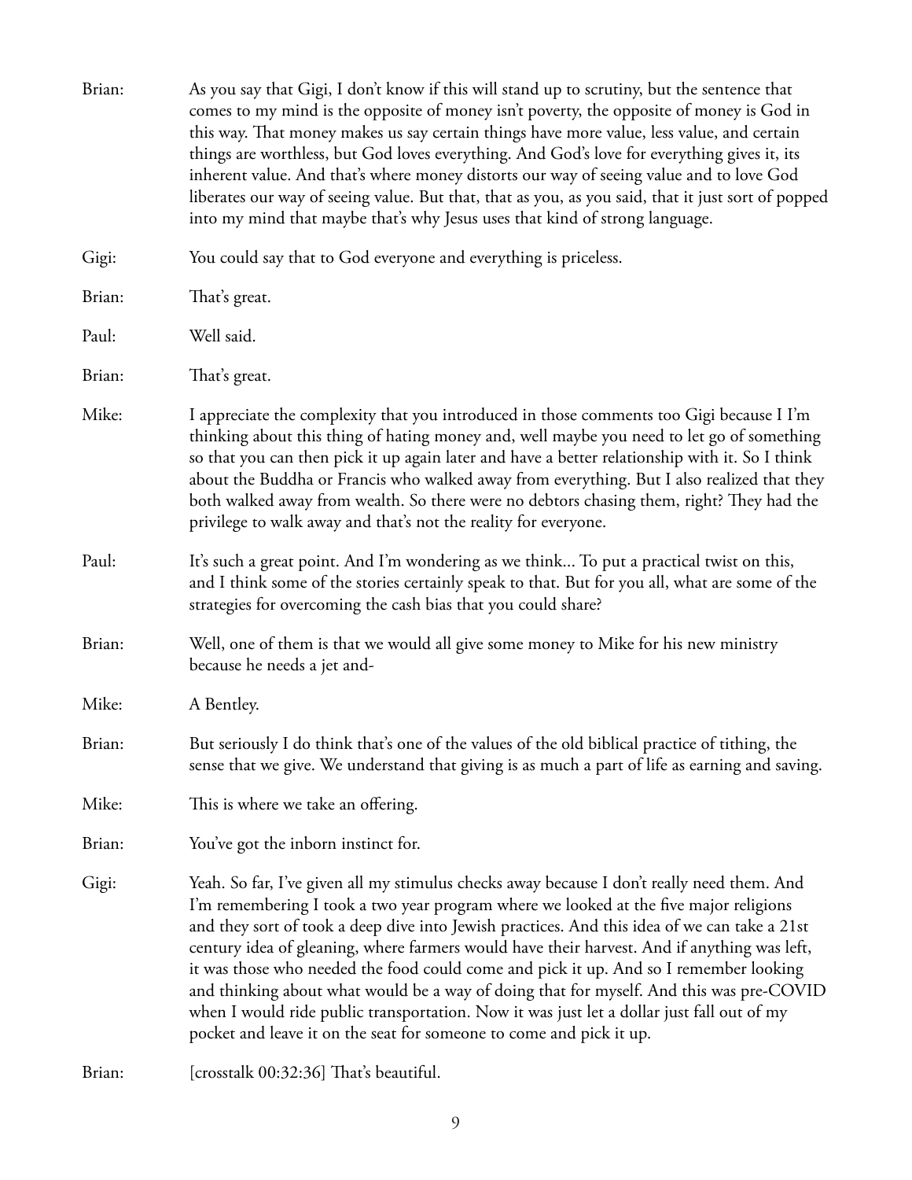Brian: As you say that Gigi, I don't know if this will stand up to scrutiny, but the sentence that comes to my mind is the opposite of money isn't poverty, the opposite of money is God in this way. That money makes us say certain things have more value, less value, and certain things are worthless, but God loves everything. And God's love for everything gives it, its inherent value. And that's where money distorts our way of seeing value and to love God liberates our way of seeing value. But that, that as you, as you said, that it just sort of popped into my mind that maybe that's why Jesus uses that kind of strong language.

Gigi: You could say that to God everyone and everything is priceless.

Brian: That's great.

Paul: Well said.

Brian: That's great.

Mike: I appreciate the complexity that you introduced in those comments too Gigi because I I'm thinking about this thing of hating money and, well maybe you need to let go of something so that you can then pick it up again later and have a better relationship with it. So I think about the Buddha or Francis who walked away from everything. But I also realized that they both walked away from wealth. So there were no debtors chasing them, right? They had the privilege to walk away and that's not the reality for everyone.

Paul: It's such a great point. And I'm wondering as we think... To put a practical twist on this, and I think some of the stories certainly speak to that. But for you all, what are some of the strategies for overcoming the cash bias that you could share?

Brian: Well, one of them is that we would all give some money to Mike for his new ministry because he needs a jet and-

Mike: A Bentley.

Brian: But seriously I do think that's one of the values of the old biblical practice of tithing, the sense that we give. We understand that giving is as much a part of life as earning and saving.

Mike: This is where we take an offering.

Brian: You've got the inborn instinct for.

Gigi: Yeah. So far, I've given all my stimulus checks away because I don't really need them. And I'm remembering I took a two year program where we looked at the five major religions and they sort of took a deep dive into Jewish practices. And this idea of we can take a 21st century idea of gleaning, where farmers would have their harvest. And if anything was left, it was those who needed the food could come and pick it up. And so I remember looking and thinking about what would be a way of doing that for myself. And this was pre-COVID when I would ride public transportation. Now it was just let a dollar just fall out of my pocket and leave it on the seat for someone to come and pick it up.

Brian: [crosstalk 00:32:36] That's beautiful.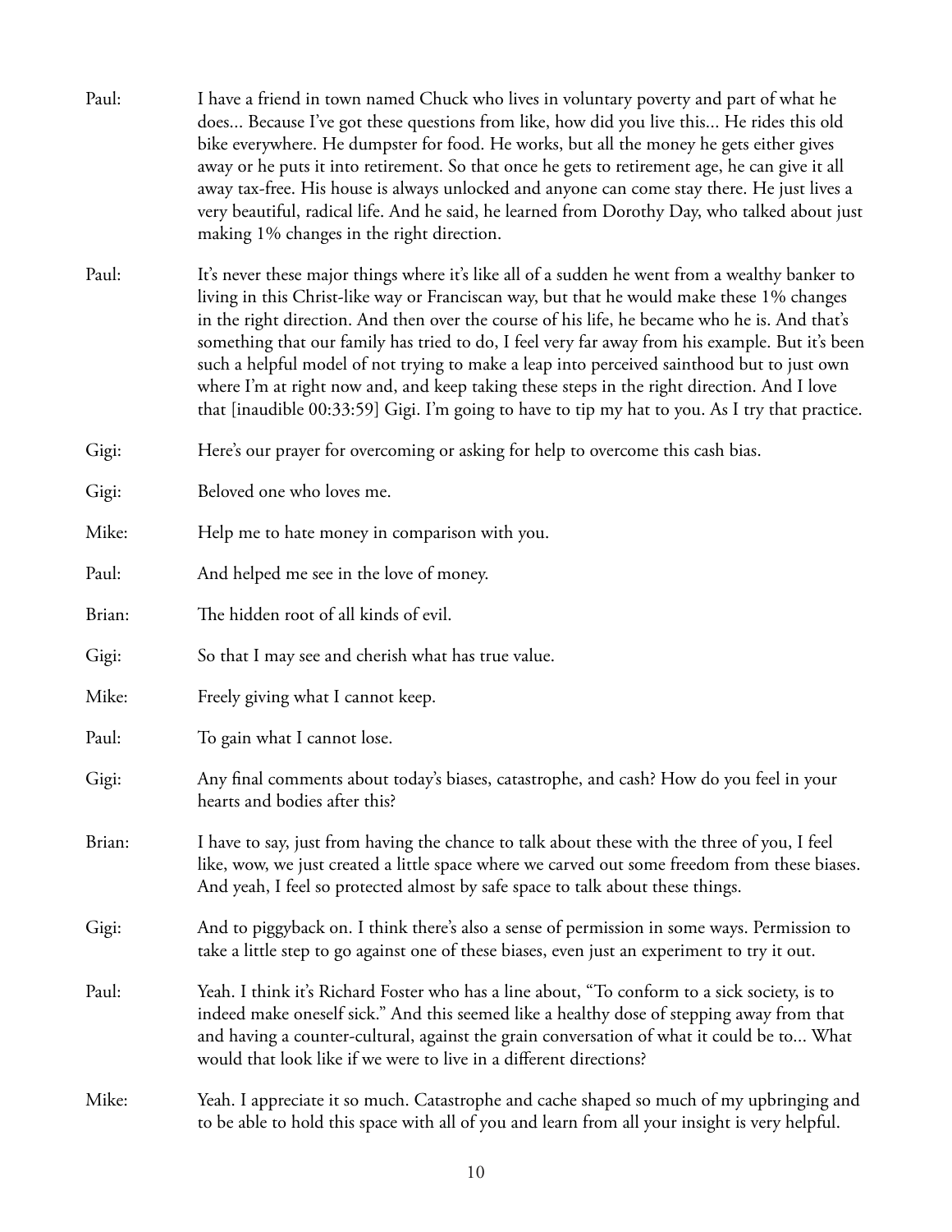Paul: I have a friend in town named Chuck who lives in voluntary poverty and part of what he does... Because I've got these questions from like, how did you live this... He rides this old bike everywhere. He dumpster for food. He works, but all the money he gets either gives away or he puts it into retirement. So that once he gets to retirement age, he can give it all away tax-free. His house is always unlocked and anyone can come stay there. He just lives a very beautiful, radical life. And he said, he learned from Dorothy Day, who talked about just making 1% changes in the right direction.

Paul: It's never these major things where it's like all of a sudden he went from a wealthy banker to living in this Christ-like way or Franciscan way, but that he would make these 1% changes in the right direction. And then over the course of his life, he became who he is. And that's something that our family has tried to do, I feel very far away from his example. But it's been such a helpful model of not trying to make a leap into perceived sainthood but to just own where I'm at right now and, and keep taking these steps in the right direction. And I love that [inaudible 00:33:59] Gigi. I'm going to have to tip my hat to you. As I try that practice.

Gigi: Here's our prayer for overcoming or asking for help to overcome this cash bias.

Gigi: Beloved one who loves me.

Mike: Help me to hate money in comparison with you.

Paul: And helped me see in the love of money.

Brian: The hidden root of all kinds of evil.

Gigi: So that I may see and cherish what has true value.

Mike: Freely giving what I cannot keep.

Paul: To gain what I cannot lose.

Gigi: Any final comments about today's biases, catastrophe, and cash? How do you feel in your hearts and bodies after this?

Brian: I have to say, just from having the chance to talk about these with the three of you, I feel like, wow, we just created a little space where we carved out some freedom from these biases. And yeah, I feel so protected almost by safe space to talk about these things.

Gigi: And to piggyback on. I think there's also a sense of permission in some ways. Permission to take a little step to go against one of these biases, even just an experiment to try it out.

Paul: Yeah. I think it's Richard Foster who has a line about, "To conform to a sick society, is to indeed make oneself sick." And this seemed like a healthy dose of stepping away from that and having a counter-cultural, against the grain conversation of what it could be to... What would that look like if we were to live in a different directions?

Mike: Yeah. I appreciate it so much. Catastrophe and cache shaped so much of my upbringing and to be able to hold this space with all of you and learn from all your insight is very helpful.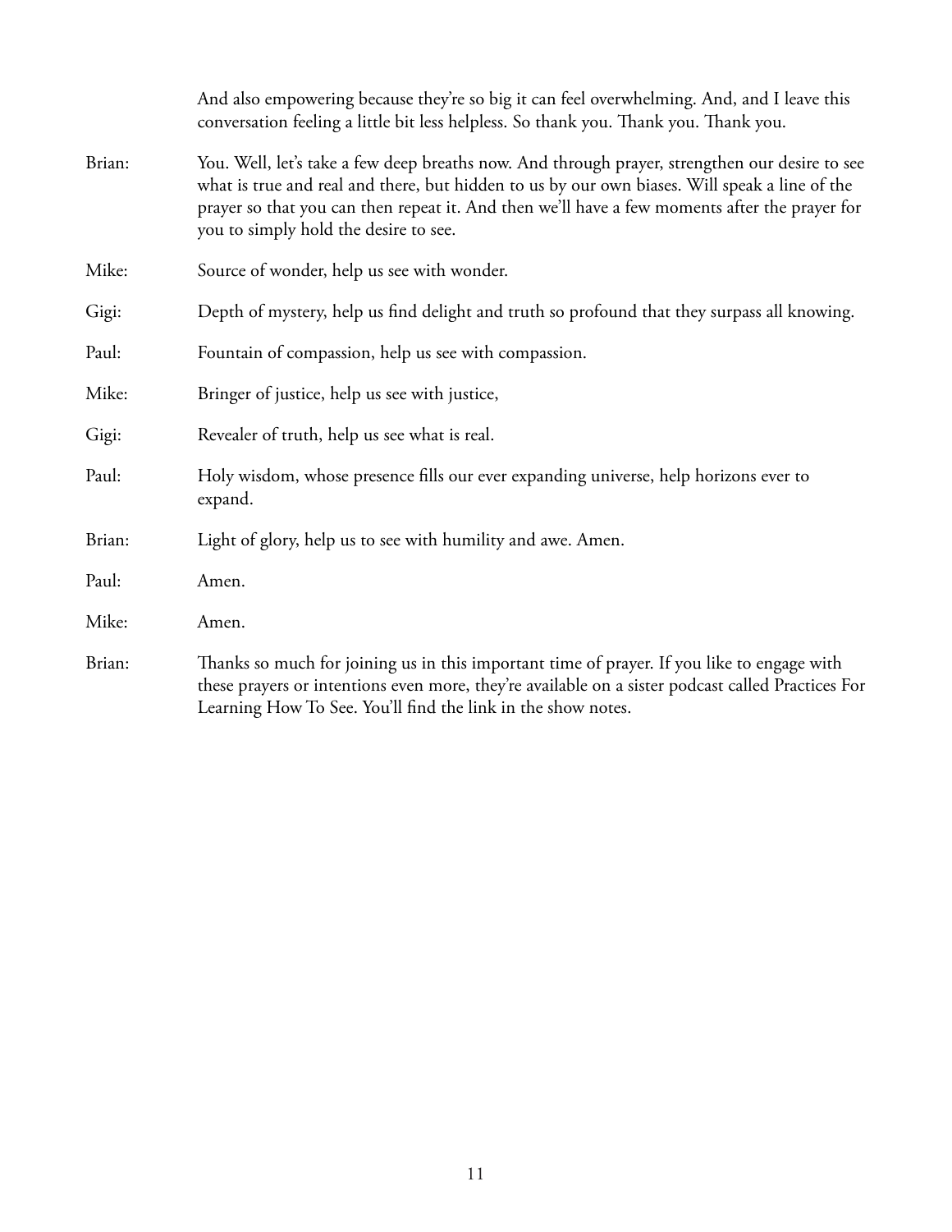And also empowering because they're so big it can feel overwhelming. And, and I leave this conversation feeling a little bit less helpless. So thank you. Thank you. Thank you.

Brian: You. Well, let's take a few deep breaths now. And through prayer, strengthen our desire to see what is true and real and there, but hidden to us by our own biases. Will speak a line of the prayer so that you can then repeat it. And then we'll have a few moments after the prayer for you to simply hold the desire to see.

Mike: Source of wonder, help us see with wonder.

Gigi: Depth of mystery, help us find delight and truth so profound that they surpass all knowing.

Paul: Fountain of compassion, help us see with compassion.

Mike: Bringer of justice, help us see with justice,

Gigi: Revealer of truth, help us see what is real.

Paul: Holy wisdom, whose presence fills our ever expanding universe, help horizons ever to expand.

Brian: Light of glory, help us to see with humility and awe. Amen.

Paul: Amen.

Mike: Amen.

Brian: Thanks so much for joining us in this important time of prayer. If you like to engage with these prayers or intentions even more, they're available on a sister podcast called Practices For Learning How To See. You'll find the link in the show notes.